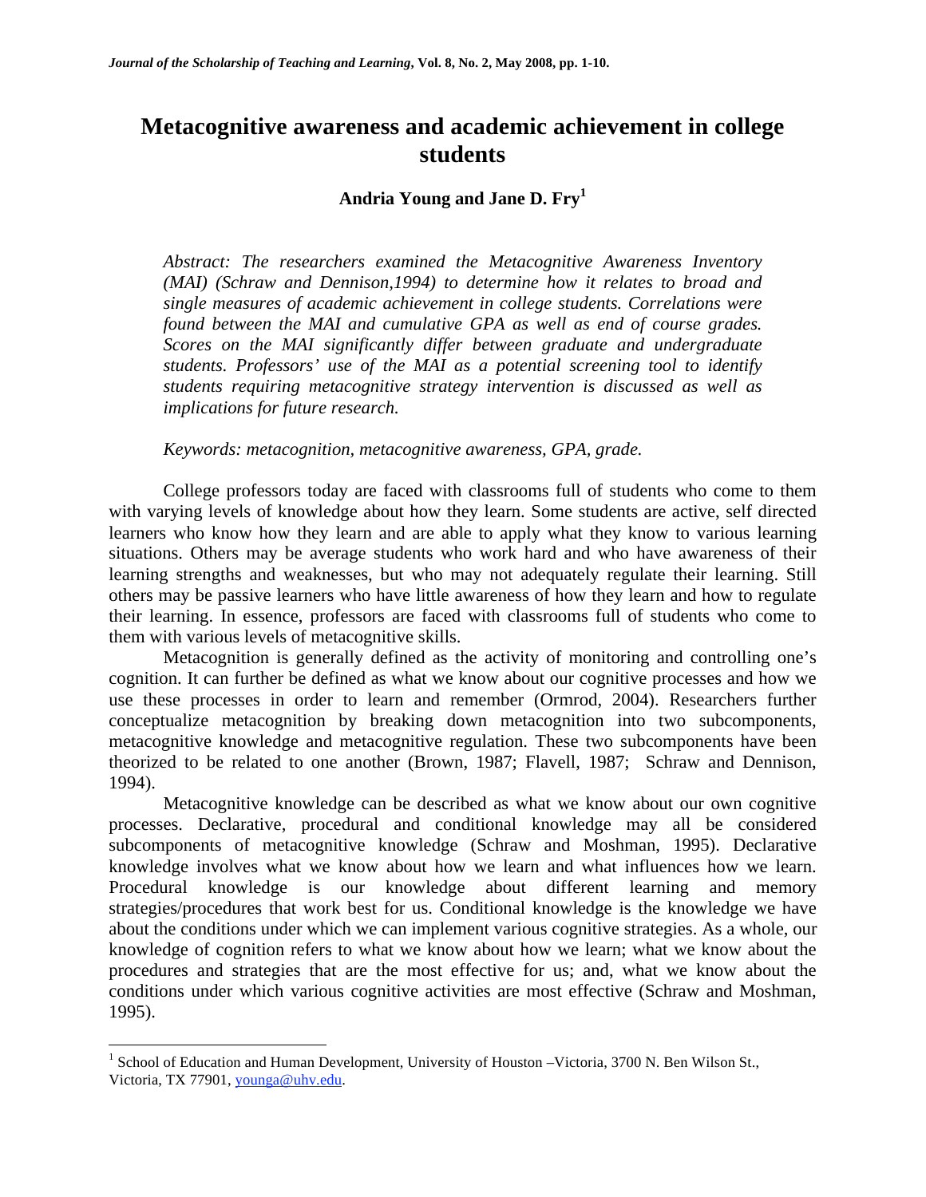# Metacognitive awareness and academic achievement in college students

**Andria Young and Jane D. Fry[1]**

*Abstract: The researchers examined the Metacognitive Awareness Inventory (MAI) (Schraw and Dennison,1994) to determine how it relates to broad and single measures of academic achievement in college students. Correlations were found between the MAI and cumulative GPA as well as end of course grades. Scores on the MAI significantly differ between graduate and undergraduate students. Professors' use of the MAI as a potential screening tool to identify students requiring metacognitive strategy intervention is discussed as well as implications for future research.*

*Keywords: metacognition, metacognitive awareness, GPA, grade.*

College professors today are faced with classrooms full of students who come to them with varying levels of knowledge about how they learn. Some students are active, self directed learners who know how they learn and are able to apply what they know to various learning situations. Others may be average students who work hard and who have awareness of their learning strengths and weaknesses, but who may not adequately regulate their learning. Still others may be passive learners who have little awareness of how they learn and how to regulate their learning. In essence, professors are faced with classrooms full of students who come to them with various levels of metacognitive skills.

Metacognition is generally defined as the activity of monitoring and controlling one's cognition. It can further be defined as what we know about our cognitive processes and how we use these processes in order to learn and remember (Ormrod, 2004). Researchers further conceptualize metacognition by breaking down metacognition into two subcomponents, metacognitive knowledge and metacognitive regulation. These two subcomponents have been theorized to be related to one another (Brown, 1987; Flavell, 1987; Schraw and Dennison, 1994).

Metacognitive knowledge can be described as what we know about our own cognitive processes. Declarative, procedural and conditional knowledge may all be considered subcomponents of metacognitive knowledge (Schraw and Moshman, 1995). Declarative knowledge involves what we know about how we learn and what influences how we learn. Procedural knowledge is our knowledge about different learning and memory strategies/procedures that work best for us. Conditional knowledge is the knowledge we have about the conditions under which we can implement various cognitive strategies. As a whole, our knowledge of cognition refers to what we know about how we learn; what we know about the procedures and strategies that are the most effective for us; and, what we know about the conditions under which various cognitive activities are most effective (Schraw and Moshman, 1995).

---

[1] School of Education and Human Development, University of Houston –Victoria, 3700 N. Ben Wilson St., Victoria, TX 77901, younga@uhv.edu.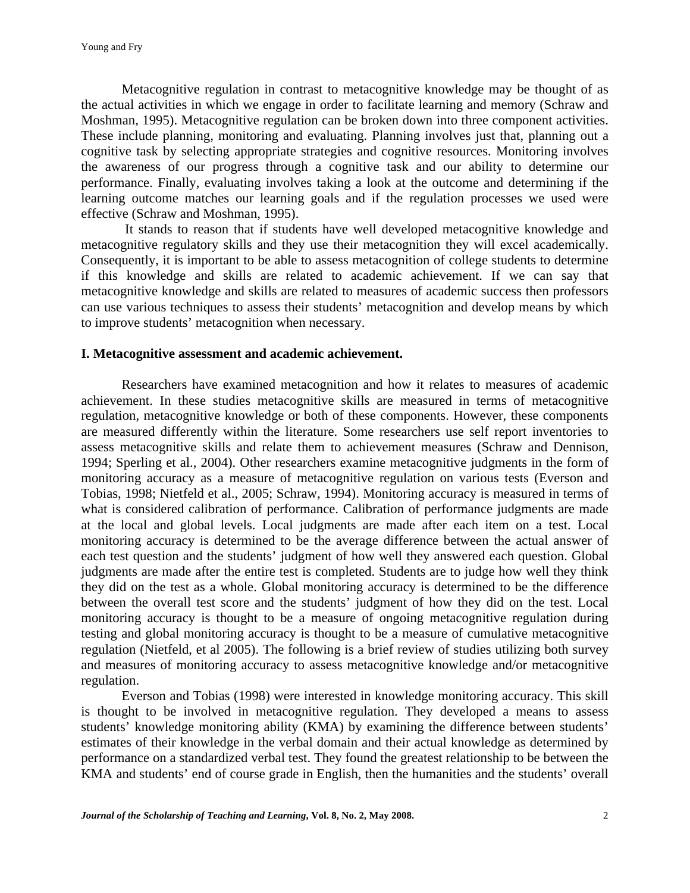Metacognitive regulation in contrast to metacognitive knowledge may be thought of as the actual activities in which we engage in order to facilitate learning and memory (Schraw and Moshman, 1995). Metacognitive regulation can be broken down into three component activities. These include planning, monitoring and evaluating. Planning involves just that, planning out a cognitive task by selecting appropriate strategies and cognitive resources. Monitoring involves the awareness of our progress through a cognitive task and our ability to determine our performance. Finally, evaluating involves taking a look at the outcome and determining if the learning outcome matches our learning goals and if the regulation processes we used were effective (Schraw and Moshman, 1995).

It stands to reason that if students have well developed metacognitive knowledge and metacognitive regulatory skills and they use their metacognition they will excel academically. Consequently, it is important to be able to assess metacognition of college students to determine if this knowledge and skills are related to academic achievement. If we can say that metacognitive knowledge and skills are related to measures of academic success then professors can use various techniques to assess their students' metacognition and develop means by which to improve students' metacognition when necessary.

## I. Metacognitive assessment and academic achievement.

Researchers have examined metacognition and how it relates to measures of academic achievement. In these studies metacognitive skills are measured in terms of metacognitive regulation, metacognitive knowledge or both of these components. However, these components are measured differently within the literature. Some researchers use self report inventories to assess metacognitive skills and relate them to achievement measures (Schraw and Dennison, 1994; Sperling et al., 2004). Other researchers examine metacognitive judgments in the form of monitoring accuracy as a measure of metacognitive regulation on various tests (Everson and Tobias, 1998; Nietfeld et al., 2005; Schraw, 1994). Monitoring accuracy is measured in terms of what is considered calibration of performance. Calibration of performance judgments are made at the local and global levels. Local judgments are made after each item on a test. Local monitoring accuracy is determined to be the average difference between the actual answer of each test question and the students' judgment of how well they answered each question. Global judgments are made after the entire test is completed. Students are to judge how well they think they did on the test as a whole. Global monitoring accuracy is determined to be the difference between the overall test score and the students' judgment of how they did on the test. Local monitoring accuracy is thought to be a measure of ongoing metacognitive regulation during testing and global monitoring accuracy is thought to be a measure of cumulative metacognitive regulation (Nietfeld, et al 2005). The following is a brief review of studies utilizing both survey and measures of monitoring accuracy to assess metacognitive knowledge and/or metacognitive regulation.

Everson and Tobias (1998) were interested in knowledge monitoring accuracy. This skill is thought to be involved in metacognitive regulation. They developed a means to assess students' knowledge monitoring ability (KMA) by examining the difference between students' estimates of their knowledge in the verbal domain and their actual knowledge as determined by performance on a standardized verbal test. They found the greatest relationship to be between the KMA and students' end of course grade in English, then the humanities and the students' overall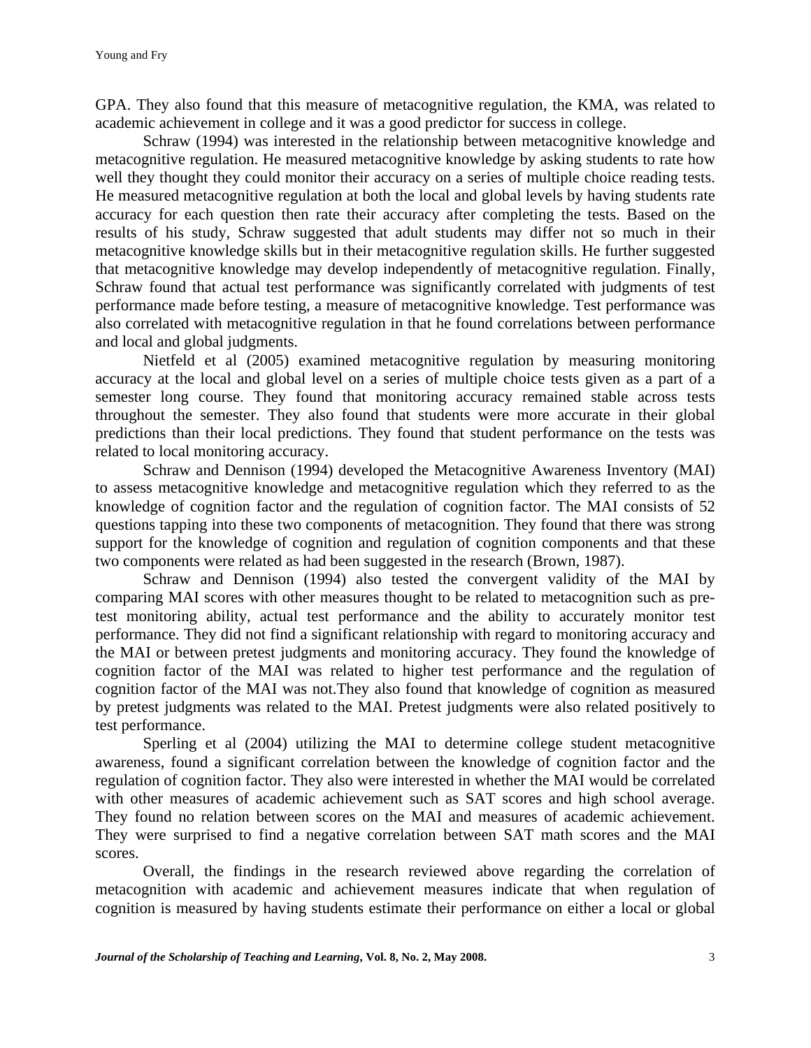GPA. They also found that this measure of metacognitive regulation, the KMA, was related to academic achievement in college and it was a good predictor for success in college.

Schraw (1994) was interested in the relationship between metacognitive knowledge and metacognitive regulation. He measured metacognitive knowledge by asking students to rate how well they thought they could monitor their accuracy on a series of multiple choice reading tests. He measured metacognitive regulation at both the local and global levels by having students rate accuracy for each question then rate their accuracy after completing the tests. Based on the results of his study, Schraw suggested that adult students may differ not so much in their metacognitive knowledge skills but in their metacognitive regulation skills. He further suggested that metacognitive knowledge may develop independently of metacognitive regulation. Finally, Schraw found that actual test performance was significantly correlated with judgments of test performance made before testing, a measure of metacognitive knowledge. Test performance was also correlated with metacognitive regulation in that he found correlations between performance and local and global judgments.

Nietfeld et al (2005) examined metacognitive regulation by measuring monitoring accuracy at the local and global level on a series of multiple choice tests given as a part of a semester long course. They found that monitoring accuracy remained stable across tests throughout the semester. They also found that students were more accurate in their global predictions than their local predictions. They found that student performance on the tests was related to local monitoring accuracy.

Schraw and Dennison (1994) developed the Metacognitive Awareness Inventory (MAI) to assess metacognitive knowledge and metacognitive regulation which they referred to as the knowledge of cognition factor and the regulation of cognition factor. The MAI consists of 52 questions tapping into these two components of metacognition. They found that there was strong support for the knowledge of cognition and regulation of cognition components and that these two components were related as had been suggested in the research (Brown, 1987).

Schraw and Dennison (1994) also tested the convergent validity of the MAI by comparing MAI scores with other measures thought to be related to metacognition such as pre-test monitoring ability, actual test performance and the ability to accurately monitor test performance. They did not find a significant relationship with regard to monitoring accuracy and the MAI or between pretest judgments and monitoring accuracy. They found the knowledge of cognition factor of the MAI was related to higher test performance and the regulation of cognition factor of the MAI was not.They also found that knowledge of cognition as measured by pretest judgments was related to the MAI. Pretest judgments were also related positively to test performance.

Sperling et al (2004) utilizing the MAI to determine college student metacognitive awareness, found a significant correlation between the knowledge of cognition factor and the regulation of cognition factor. They also were interested in whether the MAI would be correlated with other measures of academic achievement such as SAT scores and high school average. They found no relation between scores on the MAI and measures of academic achievement. They were surprised to find a negative correlation between SAT math scores and the MAI scores.

Overall, the findings in the research reviewed above regarding the correlation of metacognition with academic and achievement measures indicate that when regulation of cognition is measured by having students estimate their performance on either a local or global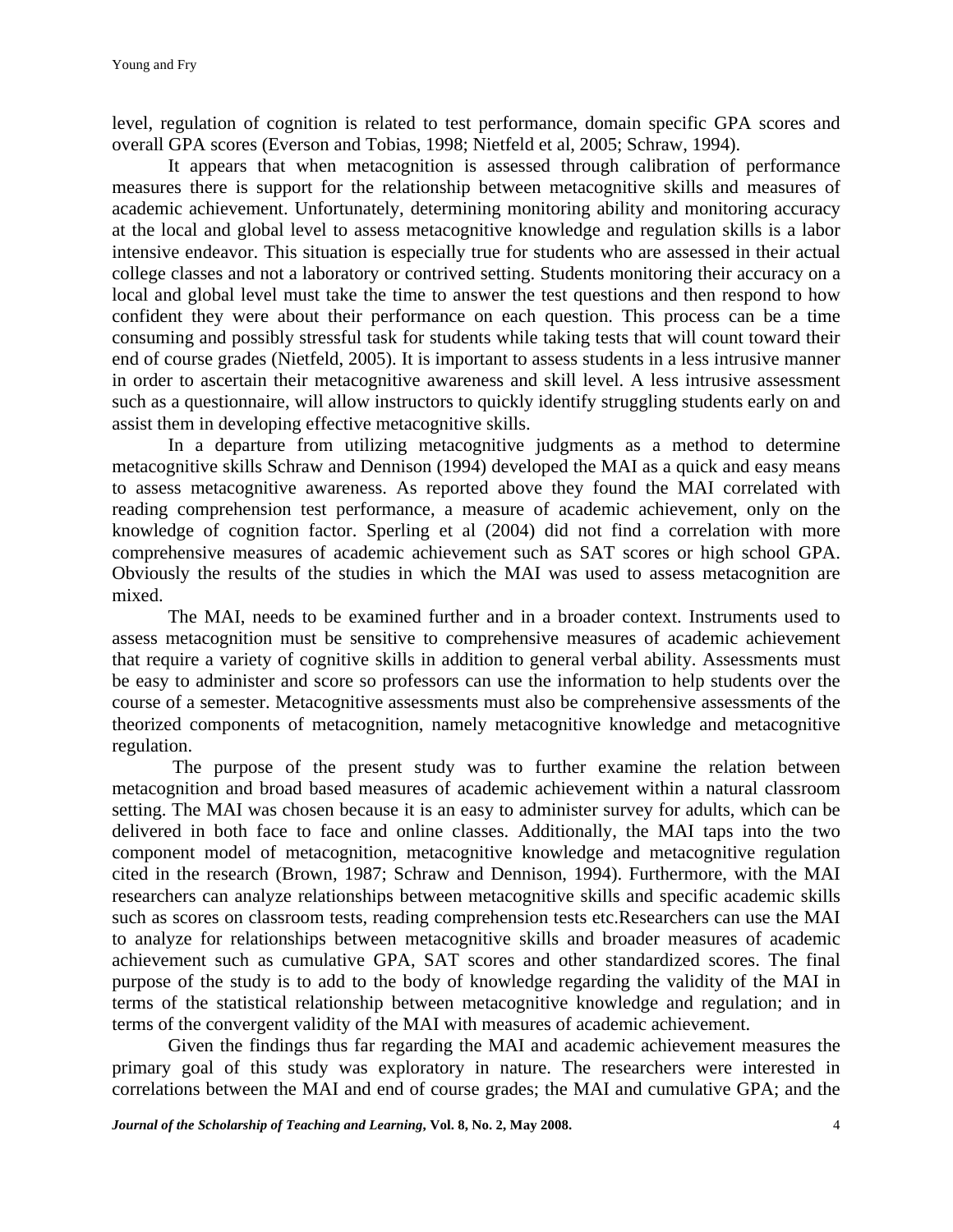level, regulation of cognition is related to test performance, domain specific GPA scores and overall GPA scores (Everson and Tobias, 1998; Nietfeld et al, 2005; Schraw, 1994).

It appears that when metacognition is assessed through calibration of performance measures there is support for the relationship between metacognitive skills and measures of academic achievement. Unfortunately, determining monitoring ability and monitoring accuracy at the local and global level to assess metacognitive knowledge and regulation skills is a labor intensive endeavor. This situation is especially true for students who are assessed in their actual college classes and not a laboratory or contrived setting. Students monitoring their accuracy on a local and global level must take the time to answer the test questions and then respond to how confident they were about their performance on each question. This process can be a time consuming and possibly stressful task for students while taking tests that will count toward their end of course grades (Nietfeld, 2005). It is important to assess students in a less intrusive manner in order to ascertain their metacognitive awareness and skill level. A less intrusive assessment such as a questionnaire, will allow instructors to quickly identify struggling students early on and assist them in developing effective metacognitive skills.

In a departure from utilizing metacognitive judgments as a method to determine metacognitive skills Schraw and Dennison (1994) developed the MAI as a quick and easy means to assess metacognitive awareness. As reported above they found the MAI correlated with reading comprehension test performance, a measure of academic achievement, only on the knowledge of cognition factor. Sperling et al (2004) did not find a correlation with more comprehensive measures of academic achievement such as SAT scores or high school GPA. Obviously the results of the studies in which the MAI was used to assess metacognition are mixed.

The MAI, needs to be examined further and in a broader context. Instruments used to assess metacognition must be sensitive to comprehensive measures of academic achievement that require a variety of cognitive skills in addition to general verbal ability. Assessments must be easy to administer and score so professors can use the information to help students over the course of a semester. Metacognitive assessments must also be comprehensive assessments of the theorized components of metacognition, namely metacognitive knowledge and metacognitive regulation.

The purpose of the present study was to further examine the relation between metacognition and broad based measures of academic achievement within a natural classroom setting. The MAI was chosen because it is an easy to administer survey for adults, which can be delivered in both face to face and online classes. Additionally, the MAI taps into the two component model of metacognition, metacognitive knowledge and metacognitive regulation cited in the research (Brown, 1987; Schraw and Dennison, 1994). Furthermore, with the MAI researchers can analyze relationships between metacognitive skills and specific academic skills such as scores on classroom tests, reading comprehension tests etc.Researchers can use the MAI to analyze for relationships between metacognitive skills and broader measures of academic achievement such as cumulative GPA, SAT scores and other standardized scores. The final purpose of the study is to add to the body of knowledge regarding the validity of the MAI in terms of the statistical relationship between metacognitive knowledge and regulation; and in terms of the convergent validity of the MAI with measures of academic achievement.

Given the findings thus far regarding the MAI and academic achievement measures the primary goal of this study was exploratory in nature. The researchers were interested in correlations between the MAI and end of course grades; the MAI and cumulative GPA; and the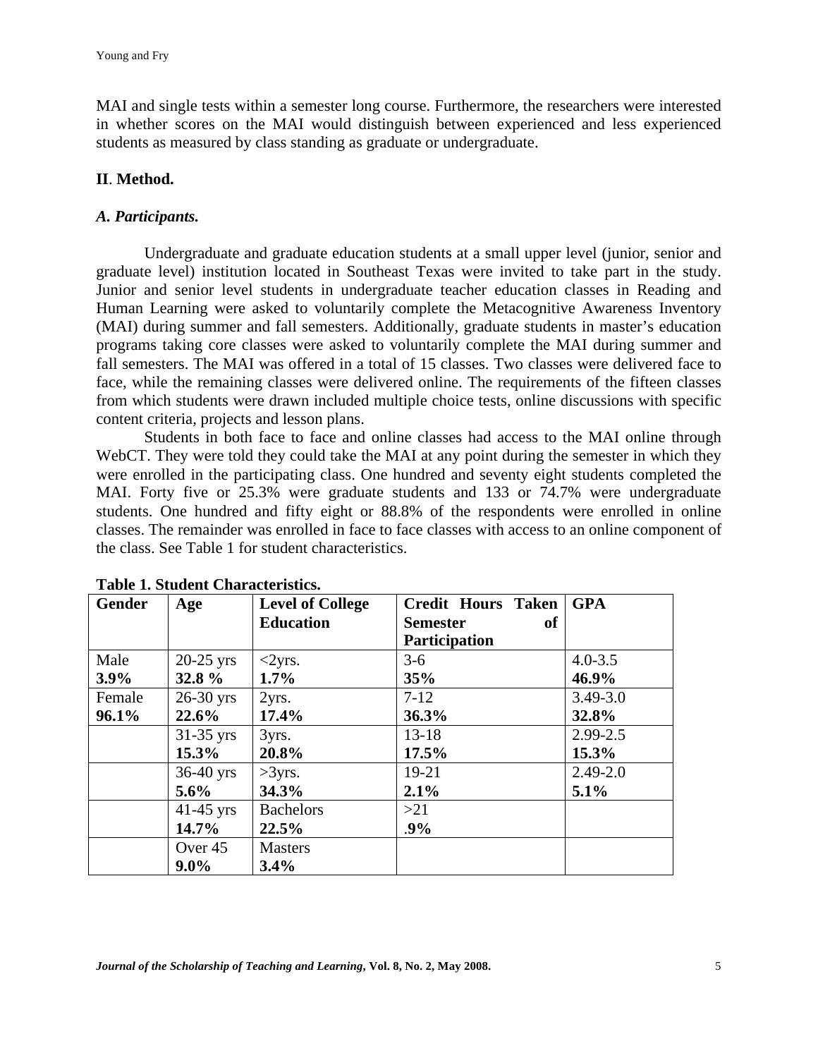MAI and single tests within a semester long course. Furthermore, the researchers were interested in whether scores on the MAI would distinguish between experienced and less experienced students as measured by class standing as graduate or undergraduate.

## II. Method.

### *A. Participants.*

Undergraduate and graduate education students at a small upper level (junior, senior and graduate level) institution located in Southeast Texas were invited to take part in the study. Junior and senior level students in undergraduate teacher education classes in Reading and Human Learning were asked to voluntarily complete the Metacognitive Awareness Inventory (MAI) during summer and fall semesters. Additionally, graduate students in master's education programs taking core classes were asked to voluntarily complete the MAI during summer and fall semesters. The MAI was offered in a total of 15 classes. Two classes were delivered face to face, while the remaining classes were delivered online. The requirements of the fifteen classes from which students were drawn included multiple choice tests, online discussions with specific content criteria, projects and lesson plans.

Students in both face to face and online classes had access to the MAI online through WebCT. They were told they could take the MAI at any point during the semester in which they were enrolled in the participating class. One hundred and seventy eight students completed the MAI. Forty five or 25.3% were graduate students and 133 or 74.7% were undergraduate students. One hundred and fifty eight or 88.8% of the respondents were enrolled in online classes. The remainder was enrolled in face to face classes with access to an online component of the class. See Table 1 for student characteristics.

**Table 1. Student Characteristics.**

| **Gender** | **Age** | **Level of College Education** | **Credit Hours Taken Semester of Participation** | **GPA** |
|---|---|---|---|---|
| Male **3.9%** | 20-25 yrs **32.8 %** | <2yrs. **1.7%** | 3-6 **35%** | 4.0-3.5 **46.9%** |
| Female **96.1%** | 26-30 yrs **22.6%** | 2yrs. **17.4%** | 7-12 **36.3%** | 3.49-3.0 **32.8%** |
| | 31-35 yrs **15.3%** | 3yrs. **20.8%** | 13-18 **17.5%** | 2.99-2.5 **15.3%** |
| | 36-40 yrs **5.6%** | >3yrs. **34.3%** | 19-21 **2.1%** | 2.49-2.0 **5.1%** |
| | 41-45 yrs **14.7%** | Bachelors **22.5%** | >21 **.9%** | |
| | Over 45 **9.0%** | Masters **3.4%** | | |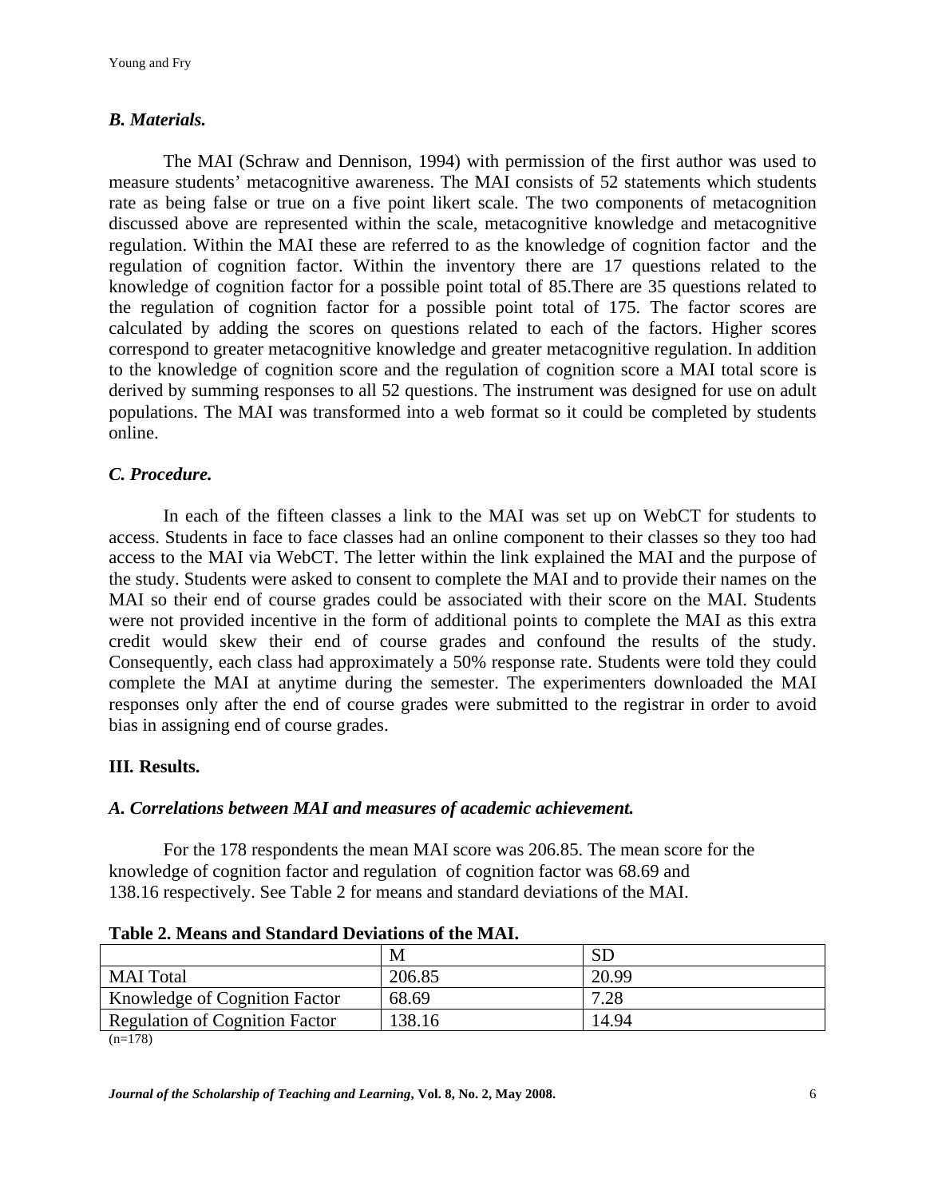### *B. Materials.*

The MAI (Schraw and Dennison, 1994) with permission of the first author was used to measure students' metacognitive awareness. The MAI consists of 52 statements which students rate as being false or true on a five point likert scale. The two components of metacognition discussed above are represented within the scale, metacognitive knowledge and metacognitive regulation. Within the MAI these are referred to as the knowledge of cognition factor and the regulation of cognition factor. Within the inventory there are 17 questions related to the knowledge of cognition factor for a possible point total of 85.There are 35 questions related to the regulation of cognition factor for a possible point total of 175. The factor scores are calculated by adding the scores on questions related to each of the factors. Higher scores correspond to greater metacognitive knowledge and greater metacognitive regulation. In addition to the knowledge of cognition score and the regulation of cognition score a MAI total score is derived by summing responses to all 52 questions. The instrument was designed for use on adult populations. The MAI was transformed into a web format so it could be completed by students online.

### *C. Procedure.*

In each of the fifteen classes a link to the MAI was set up on WebCT for students to access. Students in face to face classes had an online component to their classes so they too had access to the MAI via WebCT. The letter within the link explained the MAI and the purpose of the study. Students were asked to consent to complete the MAI and to provide their names on the MAI so their end of course grades could be associated with their score on the MAI. Students were not provided incentive in the form of additional points to complete the MAI as this extra credit would skew their end of course grades and confound the results of the study. Consequently, each class had approximately a 50% response rate. Students were told they could complete the MAI at anytime during the semester. The experimenters downloaded the MAI responses only after the end of course grades were submitted to the registrar in order to avoid bias in assigning end of course grades.

## III. Results.

### *A. Correlations between MAI and measures of academic achievement.*

For the 178 respondents the mean MAI score was 206.85. The mean score for the knowledge of cognition factor and regulation of cognition factor was 68.69 and 138.16 respectively. See Table 2 for means and standard deviations of the MAI.

**Table 2. Means and Standard Deviations of the MAI.**

| | M | SD |
|---|---|---|
| MAI Total | 206.85 | 20.99 |
| Knowledge of Cognition Factor | 68.69 | 7.28 |
| Regulation of Cognition Factor | 138.16 | 14.94 |

(n=178)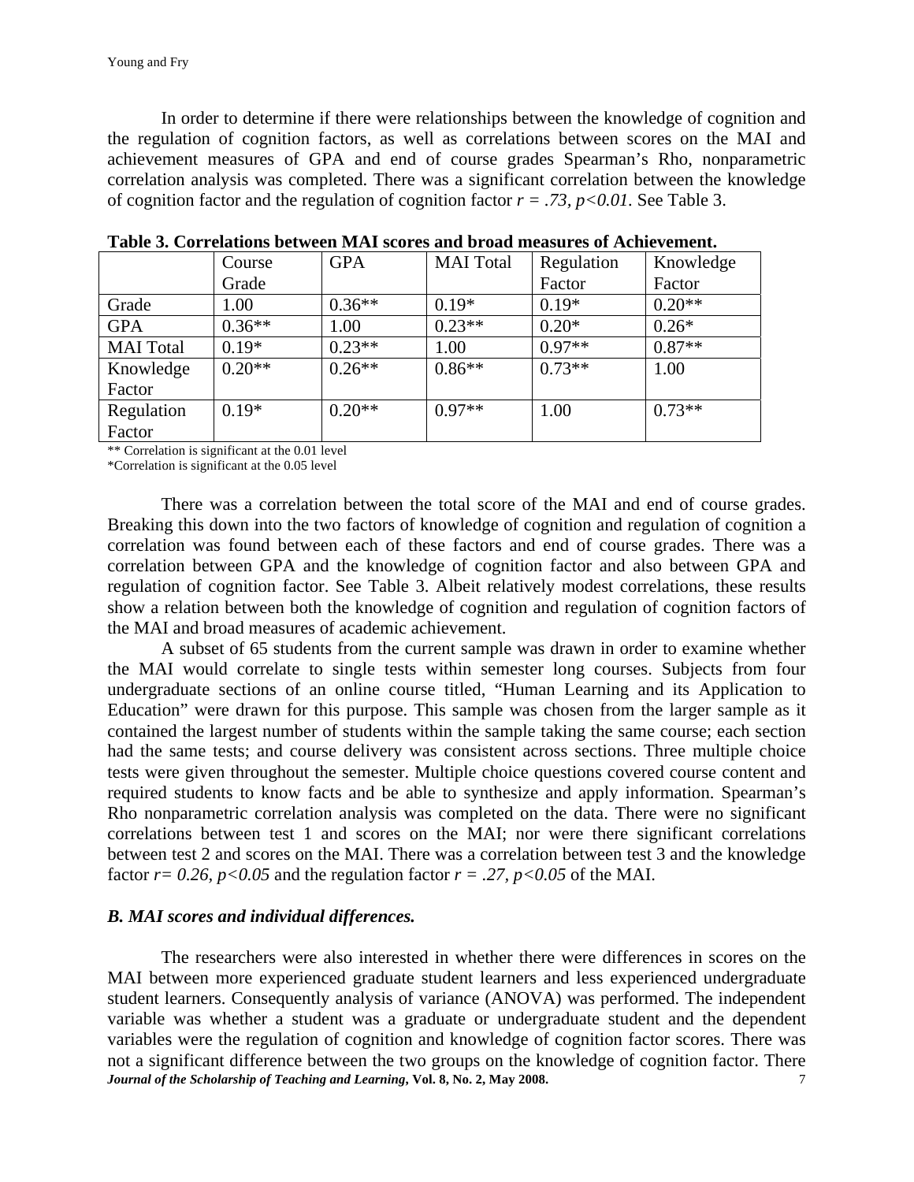In order to determine if there were relationships between the knowledge of cognition and the regulation of cognition factors, as well as correlations between scores on the MAI and achievement measures of GPA and end of course grades Spearman's Rho, nonparametric correlation analysis was completed. There was a significant correlation between the knowledge of cognition factor and the regulation of cognition factor $r = .73$, $p<0.01$. See Table 3.

**Table 3. Correlations between MAI scores and broad measures of Achievement.**

| | Course Grade | GPA | MAI Total | Regulation Factor | Knowledge Factor |
|---|---|---|---|---|---|
| Grade | 1.00 | 0.36** | 0.19* | 0.19* | 0.20** |
| GPA | 0.36** | 1.00 | 0.23** | 0.20* | 0.26* |
| MAI Total | 0.19* | 0.23** | 1.00 | 0.97** | 0.87** |
| Knowledge Factor | 0.20** | 0.26** | 0.86** | 0.73** | 1.00 |
| Regulation Factor | 0.19* | 0.20** | 0.97** | 1.00 | 0.73** |

** Correlation is significant at the 0.01 level

*Correlation is significant at the 0.05 level

There was a correlation between the total score of the MAI and end of course grades. Breaking this down into the two factors of knowledge of cognition and regulation of cognition a correlation was found between each of these factors and end of course grades. There was a correlation between GPA and the knowledge of cognition factor and also between GPA and regulation of cognition factor. See Table 3. Albeit relatively modest correlations, these results show a relation between both the knowledge of cognition and regulation of cognition factors of the MAI and broad measures of academic achievement.

A subset of 65 students from the current sample was drawn in order to examine whether the MAI would correlate to single tests within semester long courses. Subjects from four undergraduate sections of an online course titled, "Human Learning and its Application to Education" were drawn for this purpose. This sample was chosen from the larger sample as it contained the largest number of students within the sample taking the same course; each section had the same tests; and course delivery was consistent across sections. Three multiple choice tests were given throughout the semester. Multiple choice questions covered course content and required students to know facts and be able to synthesize and apply information. Spearman's Rho nonparametric correlation analysis was completed on the data. There were no significant correlations between test 1 and scores on the MAI; nor were there significant correlations between test 2 and scores on the MAI. There was a correlation between test 3 and the knowledge factor $r= 0.26$, $p<0.05$ and the regulation factor $r = .27$, $p<0.05$ of the MAI.

### *B. MAI scores and individual differences.*

The researchers were also interested in whether there were differences in scores on the MAI between more experienced graduate student learners and less experienced undergraduate student learners. Consequently analysis of variance (ANOVA) was performed. The independent variable was whether a student was a graduate or undergraduate student and the dependent variables were the regulation of cognition and knowledge of cognition factor scores. There was not a significant difference between the two groups on the knowledge of cognition factor. There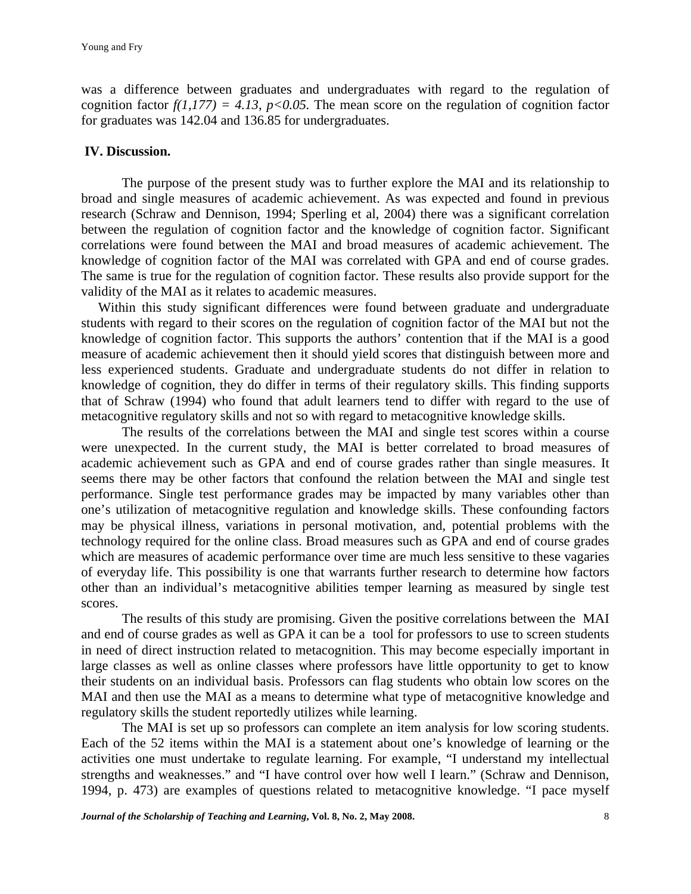was a difference between graduates and undergraduates with regard to the regulation of cognition factor $f(1,177) = 4.13$, $p<0.05$. The mean score on the regulation of cognition factor for graduates was 142.04 and 136.85 for undergraduates.

## IV. Discussion.

The purpose of the present study was to further explore the MAI and its relationship to broad and single measures of academic achievement. As was expected and found in previous research (Schraw and Dennison, 1994; Sperling et al, 2004) there was a significant correlation between the regulation of cognition factor and the knowledge of cognition factor. Significant correlations were found between the MAI and broad measures of academic achievement. The knowledge of cognition factor of the MAI was correlated with GPA and end of course grades. The same is true for the regulation of cognition factor. These results also provide support for the validity of the MAI as it relates to academic measures.

Within this study significant differences were found between graduate and undergraduate students with regard to their scores on the regulation of cognition factor of the MAI but not the knowledge of cognition factor. This supports the authors' contention that if the MAI is a good measure of academic achievement then it should yield scores that distinguish between more and less experienced students. Graduate and undergraduate students do not differ in relation to knowledge of cognition, they do differ in terms of their regulatory skills. This finding supports that of Schraw (1994) who found that adult learners tend to differ with regard to the use of metacognitive regulatory skills and not so with regard to metacognitive knowledge skills.

The results of the correlations between the MAI and single test scores within a course were unexpected. In the current study, the MAI is better correlated to broad measures of academic achievement such as GPA and end of course grades rather than single measures. It seems there may be other factors that confound the relation between the MAI and single test performance. Single test performance grades may be impacted by many variables other than one's utilization of metacognitive regulation and knowledge skills. These confounding factors may be physical illness, variations in personal motivation, and, potential problems with the technology required for the online class. Broad measures such as GPA and end of course grades which are measures of academic performance over time are much less sensitive to these vagaries of everyday life. This possibility is one that warrants further research to determine how factors other than an individual's metacognitive abilities temper learning as measured by single test scores.

The results of this study are promising. Given the positive correlations between the MAI and end of course grades as well as GPA it can be a tool for professors to use to screen students in need of direct instruction related to metacognition. This may become especially important in large classes as well as online classes where professors have little opportunity to get to know their students on an individual basis. Professors can flag students who obtain low scores on the MAI and then use the MAI as a means to determine what type of metacognitive knowledge and regulatory skills the student reportedly utilizes while learning.

The MAI is set up so professors can complete an item analysis for low scoring students. Each of the 52 items within the MAI is a statement about one's knowledge of learning or the activities one must undertake to regulate learning. For example, "I understand my intellectual strengths and weaknesses." and "I have control over how well I learn." (Schraw and Dennison, 1994, p. 473) are examples of questions related to metacognitive knowledge. "I pace myself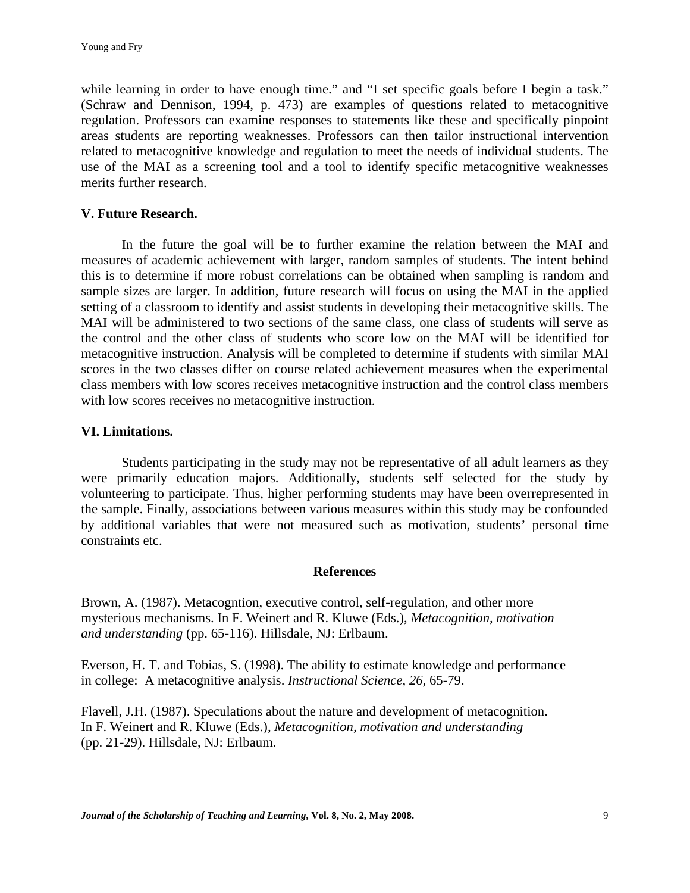while learning in order to have enough time." and "I set specific goals before I begin a task." (Schraw and Dennison, 1994, p. 473) are examples of questions related to metacognitive regulation. Professors can examine responses to statements like these and specifically pinpoint areas students are reporting weaknesses. Professors can then tailor instructional intervention related to metacognitive knowledge and regulation to meet the needs of individual students. The use of the MAI as a screening tool and a tool to identify specific metacognitive weaknesses merits further research.

## V. Future Research.

In the future the goal will be to further examine the relation between the MAI and measures of academic achievement with larger, random samples of students. The intent behind this is to determine if more robust correlations can be obtained when sampling is random and sample sizes are larger. In addition, future research will focus on using the MAI in the applied setting of a classroom to identify and assist students in developing their metacognitive skills. The MAI will be administered to two sections of the same class, one class of students will serve as the control and the other class of students who score low on the MAI will be identified for metacognitive instruction. Analysis will be completed to determine if students with similar MAI scores in the two classes differ on course related achievement measures when the experimental class members with low scores receives metacognitive instruction and the control class members with low scores receives no metacognitive instruction.

## VI. Limitations.

Students participating in the study may not be representative of all adult learners as they were primarily education majors. Additionally, students self selected for the study by volunteering to participate. Thus, higher performing students may have been overrepresented in the sample. Finally, associations between various measures within this study may be confounded by additional variables that were not measured such as motivation, students' personal time constraints etc.

## References

Brown, A. (1987). Metacogntion, executive control, self-regulation, and other more mysterious mechanisms. In F. Weinert and R. Kluwe (Eds.), *Metacognition, motivation and understanding* (pp. 65-116). Hillsdale, NJ: Erlbaum.

Everson, H. T. and Tobias, S. (1998). The ability to estimate knowledge and performance in college: A metacognitive analysis. *Instructional Science, 26,* 65-79.

Flavell, J.H. (1987). Speculations about the nature and development of metacognition. In F. Weinert and R. Kluwe (Eds.), *Metacognition, motivation and understanding* (pp. 21-29). Hillsdale, NJ: Erlbaum.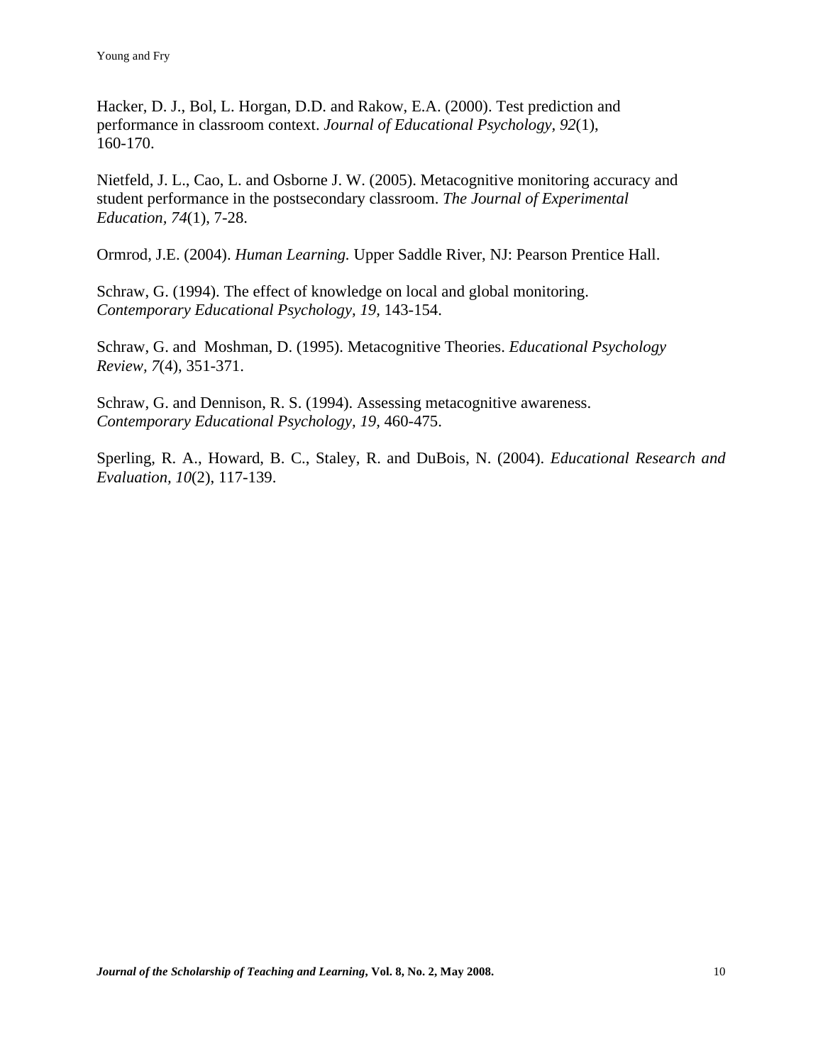Hacker, D. J., Bol, L. Horgan, D.D. and Rakow, E.A. (2000). Test prediction and performance in classroom context. *Journal of Educational Psychology*, *92*(1), 160-170.

Nietfeld, J. L., Cao, L. and Osborne J. W. (2005). Metacognitive monitoring accuracy and student performance in the postsecondary classroom. *The Journal of Experimental Education*, *74*(1), 7-28.

Ormrod, J.E. (2004). *Human Learning.* Upper Saddle River, NJ: Pearson Prentice Hall.

Schraw, G. (1994). The effect of knowledge on local and global monitoring. *Contemporary Educational Psychology*, *19*, 143-154.

Schraw, G. and Moshman, D. (1995). Metacognitive Theories. *Educational Psychology Review*, *7*(4), 351-371.

Schraw, G. and Dennison, R. S. (1994). Assessing metacognitive awareness. *Contemporary Educational Psychology*, *19*, 460-475.

Sperling, R. A., Howard, B. C., Staley, R. and DuBois, N. (2004). *Educational Research and Evaluation*, *10*(2), 117-139.